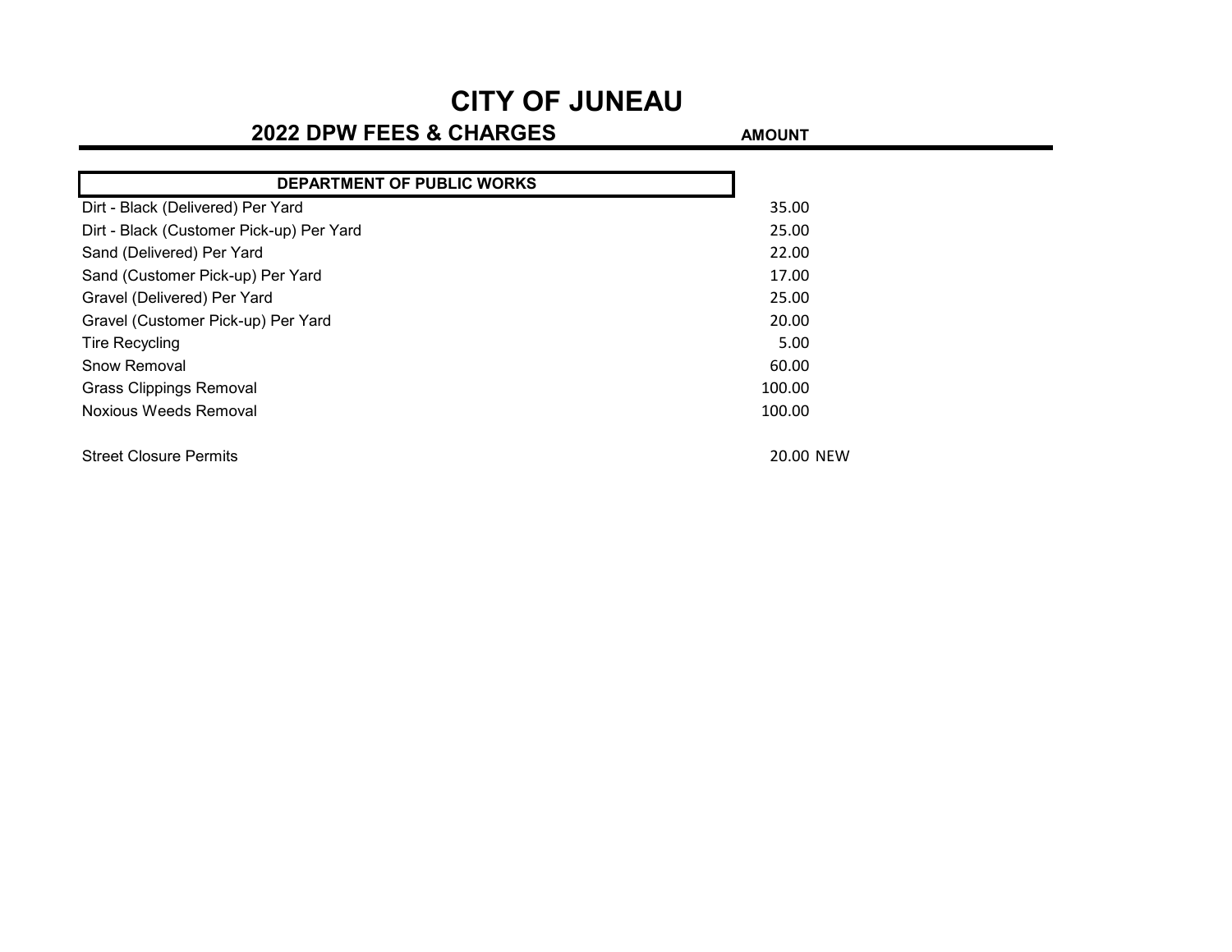# CITY OF JUNEAU

## 2022 DPW FEES & CHARGES

| DEPARTMENT OF PUBLIC WORKS | AMOUNT | |
|---|---|---|
| Dirt - Black (Delivered) Per Yard | 35.00 | |
| Dirt - Black (Customer Pick-up) Per Yard | 25.00 | |
| Sand (Delivered) Per Yard | 22.00 | |
| Sand (Customer Pick-up) Per Yard | 17.00 | |
| Gravel (Delivered) Per Yard | 25.00 | |
| Gravel (Customer Pick-up) Per Yard | 20.00 | |
| Tire Recycling | 5.00 | |
| Snow Removal | 60.00 | |
| Grass Clippings Removal | 100.00 | |
| Noxious Weeds Removal | 100.00 | |
| | | |
| Street Closure Permits | 20.00 | NEW |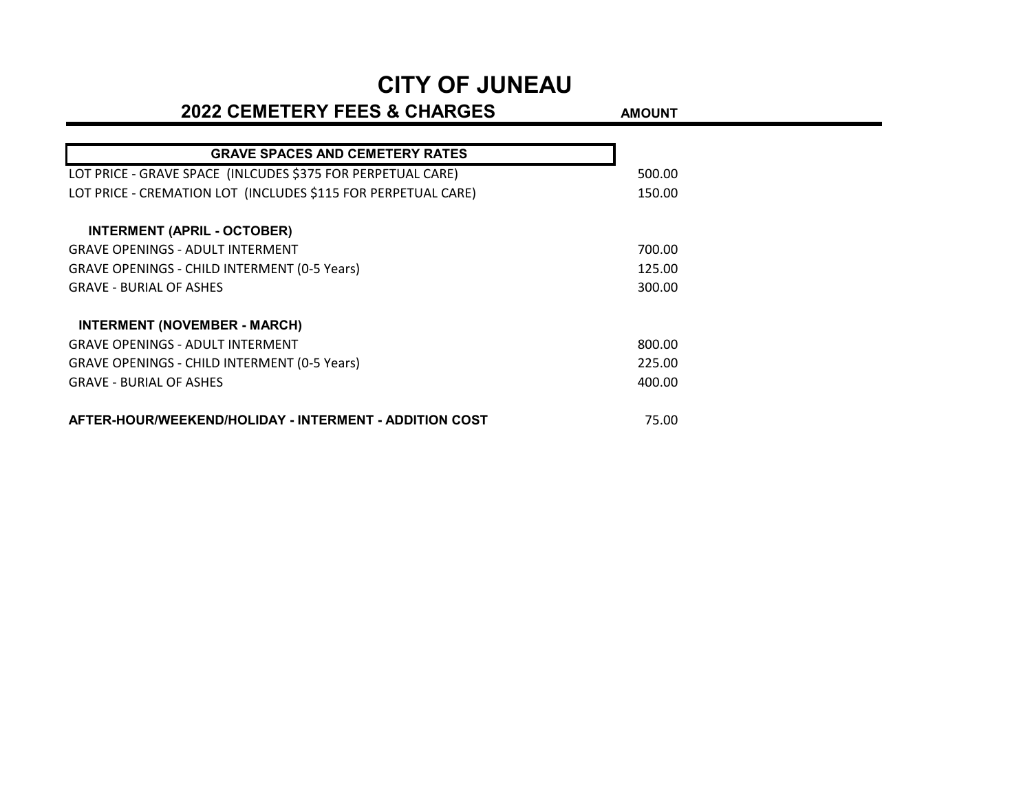# CITY OF JUNEAU

## 2022 CEMETERY FEES & CHARGES

| GRAVE SPACES AND CEMETERY RATES | AMOUNT |
|---|---|
| LOT PRICE - GRAVE SPACE (INLCUDES $375 FOR PERPETUAL CARE) | 500.00 |
| LOT PRICE - CREMATION LOT (INCLUDES $115 FOR PERPETUAL CARE) | 150.00 |
| | |
| **INTERMENT (APRIL - OCTOBER)** | |
| GRAVE OPENINGS - ADULT INTERMENT | 700.00 |
| GRAVE OPENINGS - CHILD INTERMENT (0-5 Years) | 125.00 |
| GRAVE - BURIAL OF ASHES | 300.00 |
| | |
| **INTERMENT (NOVEMBER - MARCH)** | |
| GRAVE OPENINGS - ADULT INTERMENT | 800.00 |
| GRAVE OPENINGS - CHILD INTERMENT (0-5 Years) | 225.00 |
| GRAVE - BURIAL OF ASHES | 400.00 |
| | |
| **AFTER-HOUR/WEEKEND/HOLIDAY - INTERMENT - ADDITION COST** | 75.00 |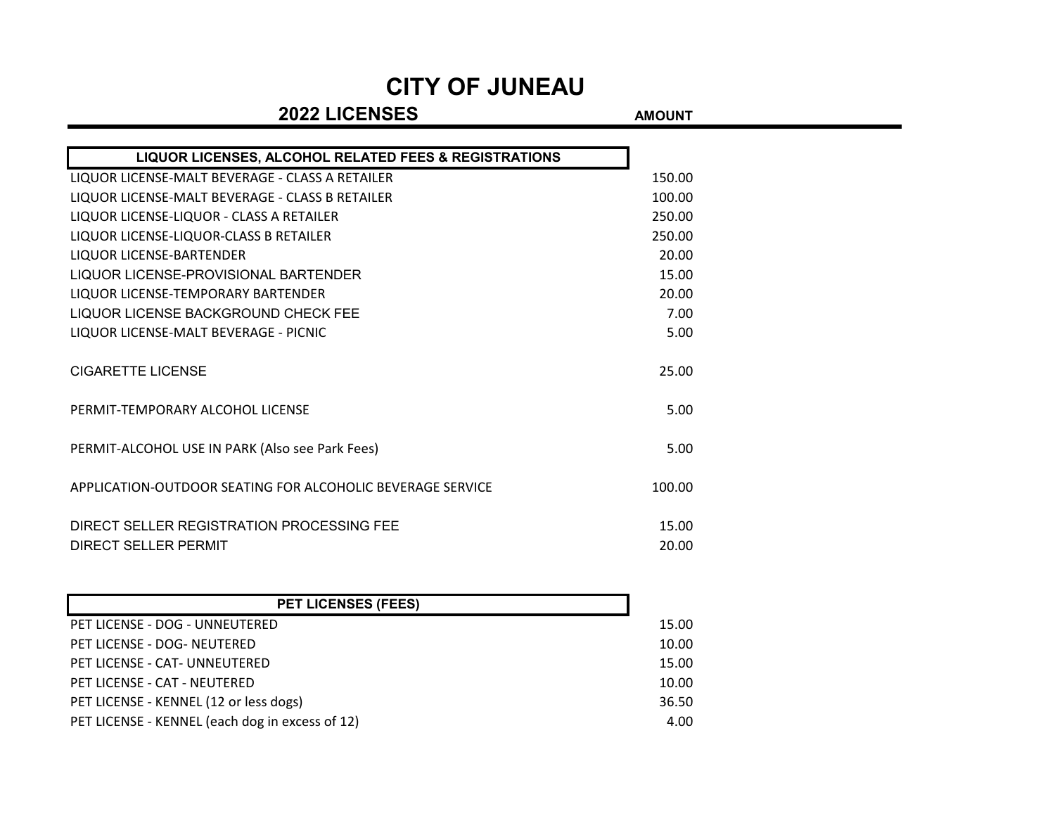# CITY OF JUNEAU

## 2022 LICENSES

| LIQUOR LICENSES, ALCOHOL RELATED FEES & REGISTRATIONS | AMOUNT |
|---|---|
| LIQUOR LICENSE-MALT BEVERAGE - CLASS A RETAILER | 150.00 |
| LIQUOR LICENSE-MALT BEVERAGE - CLASS B RETAILER | 100.00 |
| LIQUOR LICENSE-LIQUOR - CLASS A RETAILER | 250.00 |
| LIQUOR LICENSE-LIQUOR-CLASS B RETAILER | 250.00 |
| LIQUOR LICENSE-BARTENDER | 20.00 |
| LIQUOR LICENSE-PROVISIONAL BARTENDER | 15.00 |
| LIQUOR LICENSE-TEMPORARY BARTENDER | 20.00 |
| LIQUOR LICENSE BACKGROUND CHECK FEE | 7.00 |
| LIQUOR LICENSE-MALT BEVERAGE - PICNIC | 5.00 |
| CIGARETTE LICENSE | 25.00 |
| PERMIT-TEMPORARY ALCOHOL LICENSE | 5.00 |
| PERMIT-ALCOHOL USE IN PARK (Also see Park Fees) | 5.00 |
| APPLICATION-OUTDOOR SEATING FOR ALCOHOLIC BEVERAGE SERVICE | 100.00 |
| DIRECT SELLER REGISTRATION PROCESSING FEE | 15.00 |
| DIRECT SELLER PERMIT | 20.00 |

| PET LICENSES (FEES) | AMOUNT |
|---|---|
| PET LICENSE - DOG - UNNEUTERED | 15.00 |
| PET LICENSE - DOG- NEUTERED | 10.00 |
| PET LICENSE - CAT- UNNEUTERED | 15.00 |
| PET LICENSE - CAT - NEUTERED | 10.00 |
| PET LICENSE - KENNEL (12 or less dogs) | 36.50 |
| PET LICENSE - KENNEL (each dog in excess of 12) | 4.00 |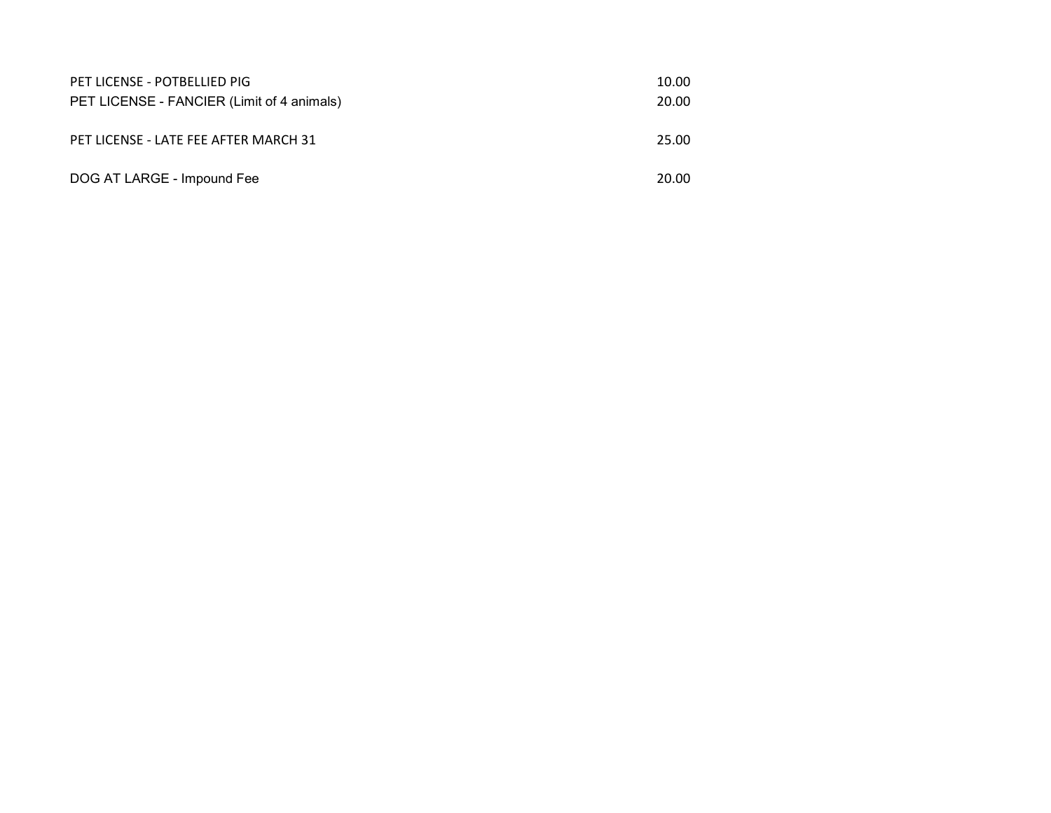| | |
|---|---|
| PET LICENSE - POTBELLIED PIG | 10.00 |
| PET LICENSE - FANCIER (Limit of 4 animals) | 20.00 |
| PET LICENSE - LATE FEE AFTER MARCH 31 | 25.00 |
| DOG AT LARGE - Impound Fee | 20.00 |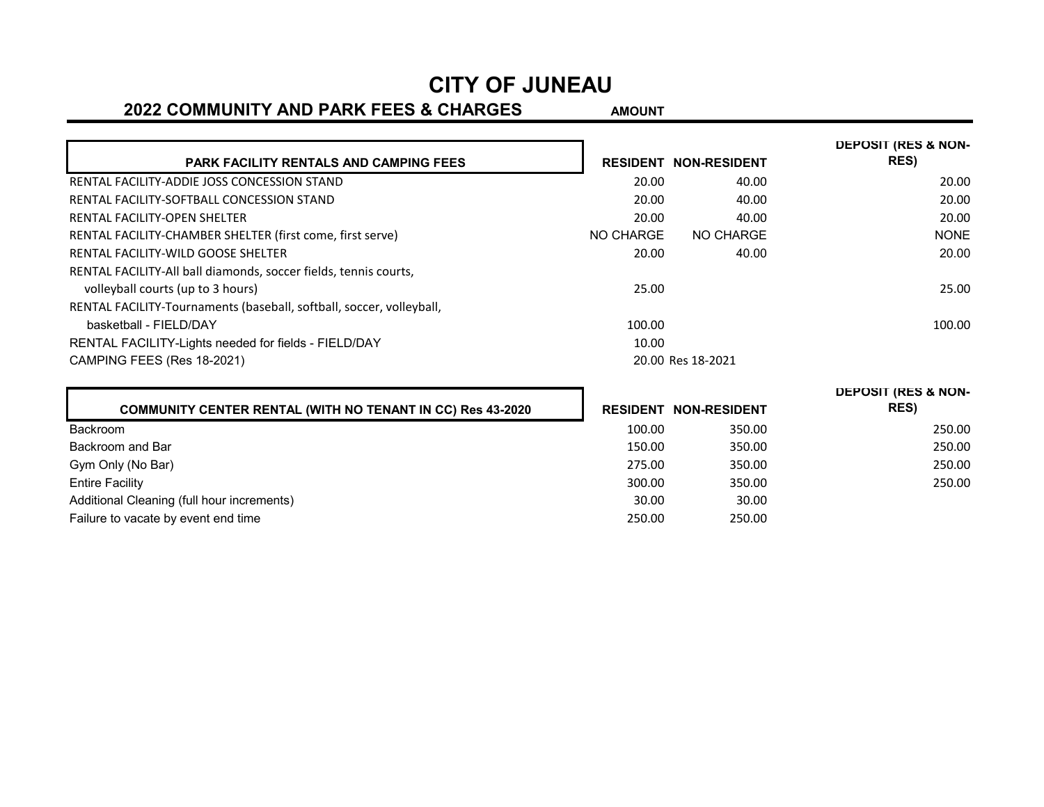# CITY OF JUNEAU

## 2022 COMMUNITY AND PARK FEES & CHARGES

**AMOUNT**

| PARK FACILITY RENTALS AND CAMPING FEES | RESIDENT | NON-RESIDENT | DEPOSIT (RES & NON-RES) |
|---|---|---|---|
| RENTAL FACILITY-ADDIE JOSS CONCESSION STAND | 20.00 | 40.00 | 20.00 |
| RENTAL FACILITY-SOFTBALL CONCESSION STAND | 20.00 | 40.00 | 20.00 |
| RENTAL FACILITY-OPEN SHELTER | 20.00 | 40.00 | 20.00 |
| RENTAL FACILITY-CHAMBER SHELTER (first come, first serve) | NO CHARGE | NO CHARGE | NONE |
| RENTAL FACILITY-WILD GOOSE SHELTER | 20.00 | 40.00 | 20.00 |
| RENTAL FACILITY-All ball diamonds, soccer fields, tennis courts, volleyball courts (up to 3 hours) | 25.00 | | 25.00 |
| RENTAL FACILITY-Tournaments (baseball, softball, soccer, volleyball, basketball - FIELD/DAY | 100.00 | | 100.00 |
| RENTAL FACILITY-Lights needed for fields - FIELD/DAY | 10.00 | | |
| CAMPING FEES (Res 18-2021) | 20.00 | Res 18-2021 | |

| COMMUNITY CENTER RENTAL (WITH NO TENANT IN CC) Res 43-2020 | RESIDENT | NON-RESIDENT | DEPOSIT (RES & NON-RES) |
|---|---|---|---|
| Backroom | 100.00 | 350.00 | 250.00 |
| Backroom and Bar | 150.00 | 350.00 | 250.00 |
| Gym Only (No Bar) | 275.00 | 350.00 | 250.00 |
| Entire Facility | 300.00 | 350.00 | 250.00 |
| Additional Cleaning (full hour increments) | 30.00 | 30.00 | |
| Failure to vacate by event end time | 250.00 | 250.00 | |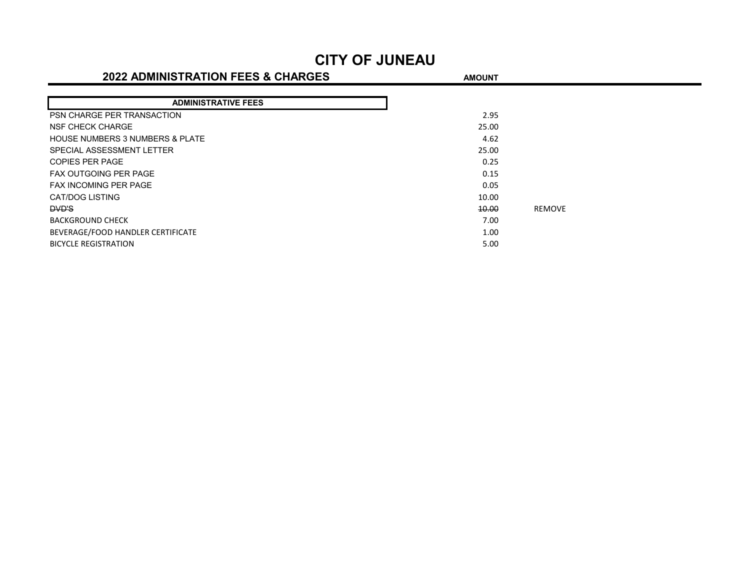# CITY OF JUNEAU

## 2022 ADMINISTRATION FEES & CHARGES

| ADMINISTRATIVE FEES | AMOUNT | |
|---|---|---|
| PSN CHARGE PER TRANSACTION | 2.95 | |
| NSF CHECK CHARGE | 25.00 | |
| HOUSE NUMBERS 3 NUMBERS & PLATE | 4.62 | |
| SPECIAL ASSESSMENT LETTER | 25.00 | |
| COPIES PER PAGE | 0.25 | |
| FAX OUTGOING PER PAGE | 0.15 | |
| FAX INCOMING PER PAGE | 0.05 | |
| CAT/DOG LISTING | 10.00 | |
| ~~DVD'S~~ | ~~10.00~~ | REMOVE |
| BACKGROUND CHECK | 7.00 | |
| BEVERAGE/FOOD HANDLER CERTIFICATE | 1.00 | |
| BICYCLE REGISTRATION | 5.00 | |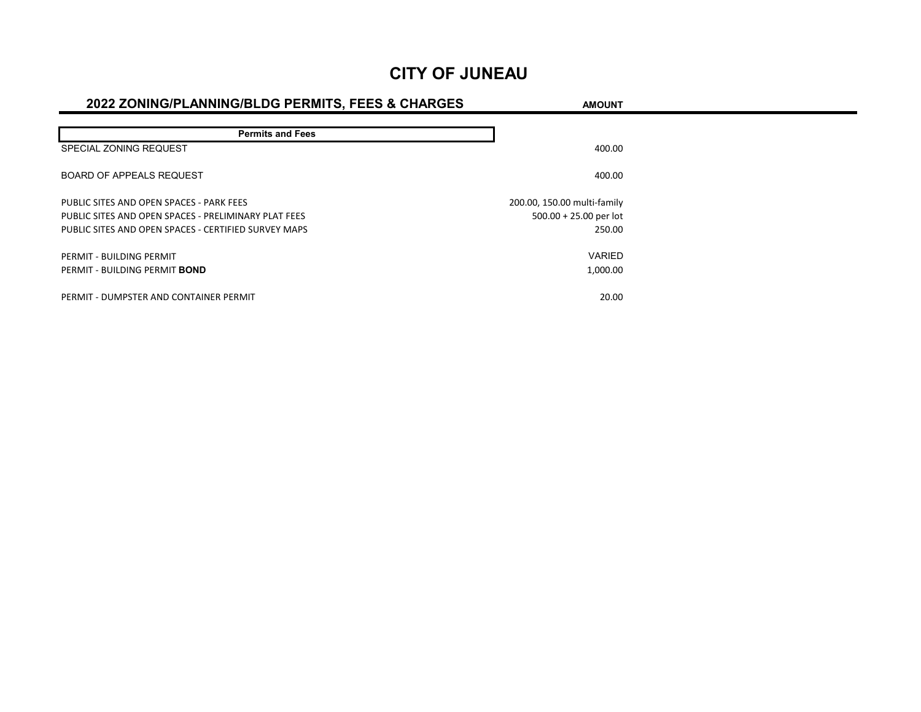# CITY OF JUNEAU

| 2022 ZONING/PLANNING/BLDG PERMITS, FEES & CHARGES | AMOUNT |
|---|---|
| **Permits and Fees** | |
| SPECIAL ZONING REQUEST | 400.00 |
| BOARD OF APPEALS REQUEST | 400.00 |
| PUBLIC SITES AND OPEN SPACES - PARK FEES | 200.00, 150.00 multi-family |
| PUBLIC SITES AND OPEN SPACES - PRELIMINARY PLAT FEES | 500.00 + 25.00 per lot |
| PUBLIC SITES AND OPEN SPACES - CERTIFIED SURVEY MAPS | 250.00 |
| PERMIT - BUILDING PERMIT | VARIED |
| PERMIT - BUILDING PERMIT **BOND** | 1,000.00 |
| PERMIT - DUMPSTER AND CONTAINER PERMIT | 20.00 |